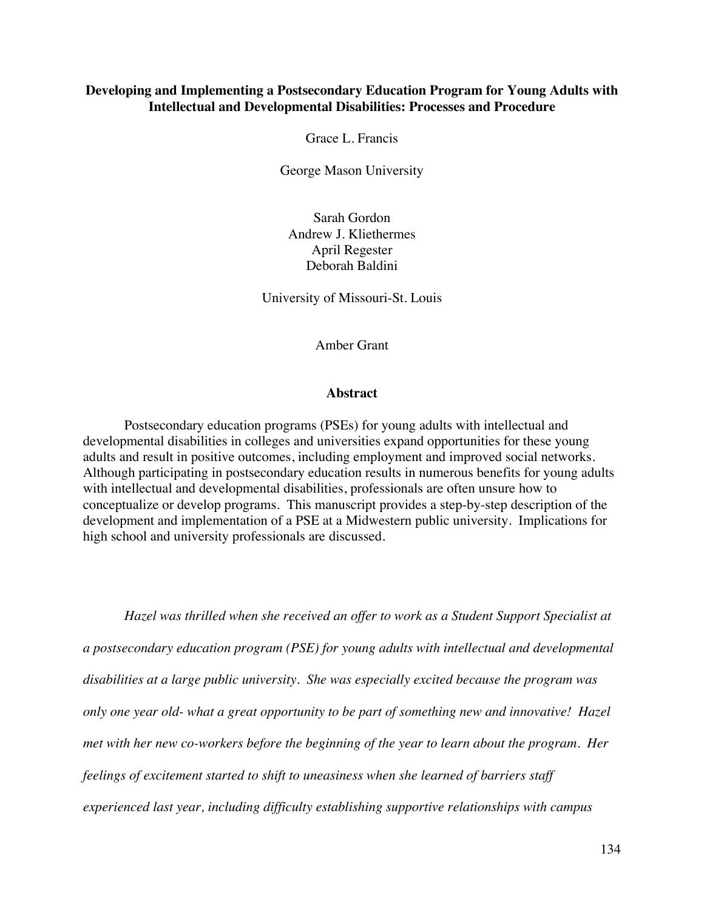# Developing and Implementing a Postsecondary Education Program for Young Adults with Intellectual and Developmental Disabilities: Processes and Procedure

Grace L. Francis

George Mason University

Sarah Gordon
Andrew J. Kliethermes
April Regester
Deborah Baldini

University of Missouri-St. Louis

Amber Grant

## Abstract

Postsecondary education programs (PSEs) for young adults with intellectual and developmental disabilities in colleges and universities expand opportunities for these young adults and result in positive outcomes, including employment and improved social networks. Although participating in postsecondary education results in numerous benefits for young adults with intellectual and developmental disabilities, professionals are often unsure how to conceptualize or develop programs. This manuscript provides a step-by-step description of the development and implementation of a PSE at a Midwestern public university. Implications for high school and university professionals are discussed.

*Hazel was thrilled when she received an offer to work as a Student Support Specialist at a postsecondary education program (PSE) for young adults with intellectual and developmental disabilities at a large public university. She was especially excited because the program was only one year old- what a great opportunity to be part of something new and innovative! Hazel met with her new co-workers before the beginning of the year to learn about the program. Her feelings of excitement started to shift to uneasiness when she learned of barriers staff experienced last year, including difficulty establishing supportive relationships with campus*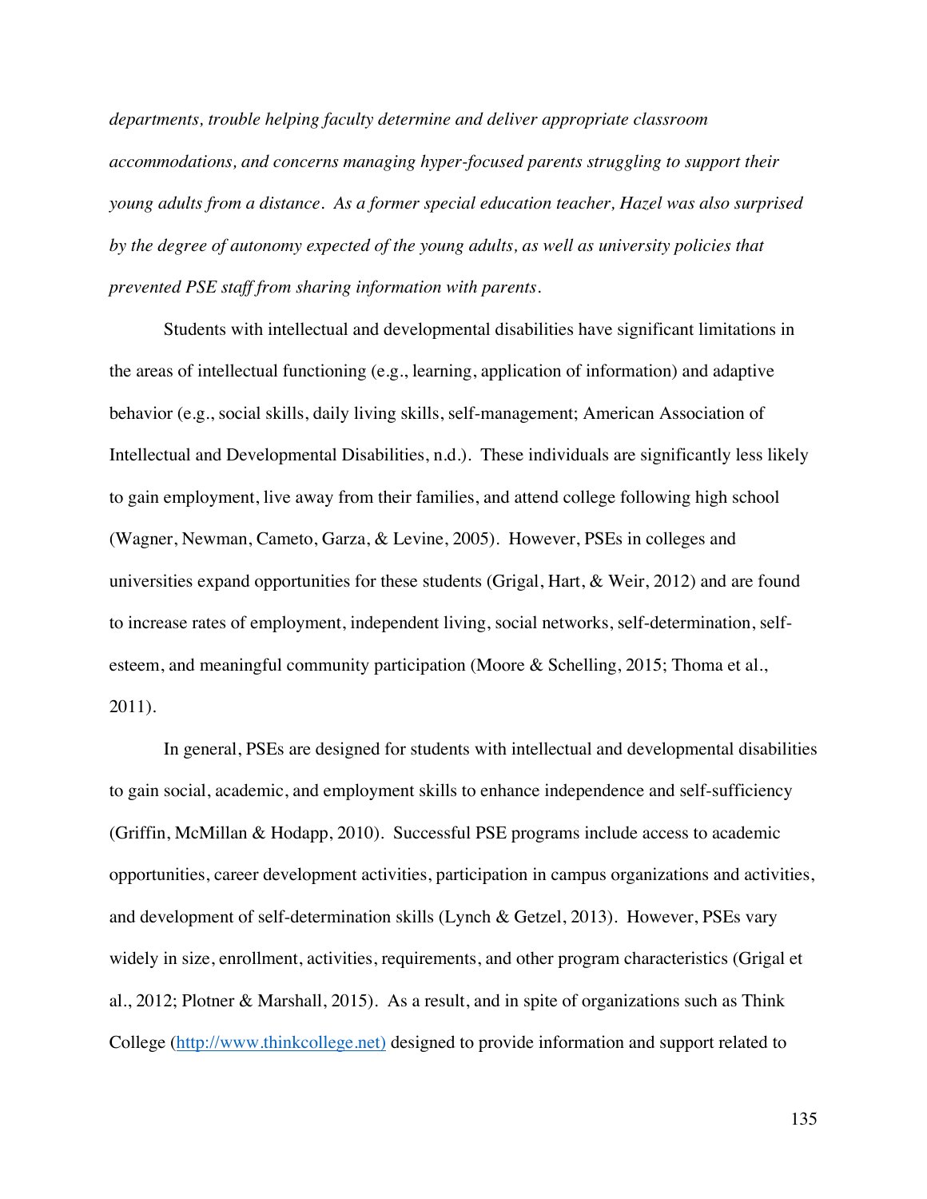*departments, trouble helping faculty determine and deliver appropriate classroom accommodations, and concerns managing hyper-focused parents struggling to support their young adults from a distance. As a former special education teacher, Hazel was also surprised by the degree of autonomy expected of the young adults, as well as university policies that prevented PSE staff from sharing information with parents.*

Students with intellectual and developmental disabilities have significant limitations in the areas of intellectual functioning (e.g., learning, application of information) and adaptive behavior (e.g., social skills, daily living skills, self-management; American Association of Intellectual and Developmental Disabilities, n.d.). These individuals are significantly less likely to gain employment, live away from their families, and attend college following high school (Wagner, Newman, Cameto, Garza, & Levine, 2005). However, PSEs in colleges and universities expand opportunities for these students (Grigal, Hart, & Weir, 2012) and are found to increase rates of employment, independent living, social networks, self-determination, self-esteem, and meaningful community participation (Moore & Schelling, 2015; Thoma et al., 2011).

In general, PSEs are designed for students with intellectual and developmental disabilities to gain social, academic, and employment skills to enhance independence and self-sufficiency (Griffin, McMillan & Hodapp, 2010). Successful PSE programs include access to academic opportunities, career development activities, participation in campus organizations and activities, and development of self-determination skills (Lynch & Getzel, 2013). However, PSEs vary widely in size, enrollment, activities, requirements, and other program characteristics (Grigal et al., 2012; Plotner & Marshall, 2015). As a result, and in spite of organizations such as Think College (http://www.thinkcollege.net) designed to provide information and support related to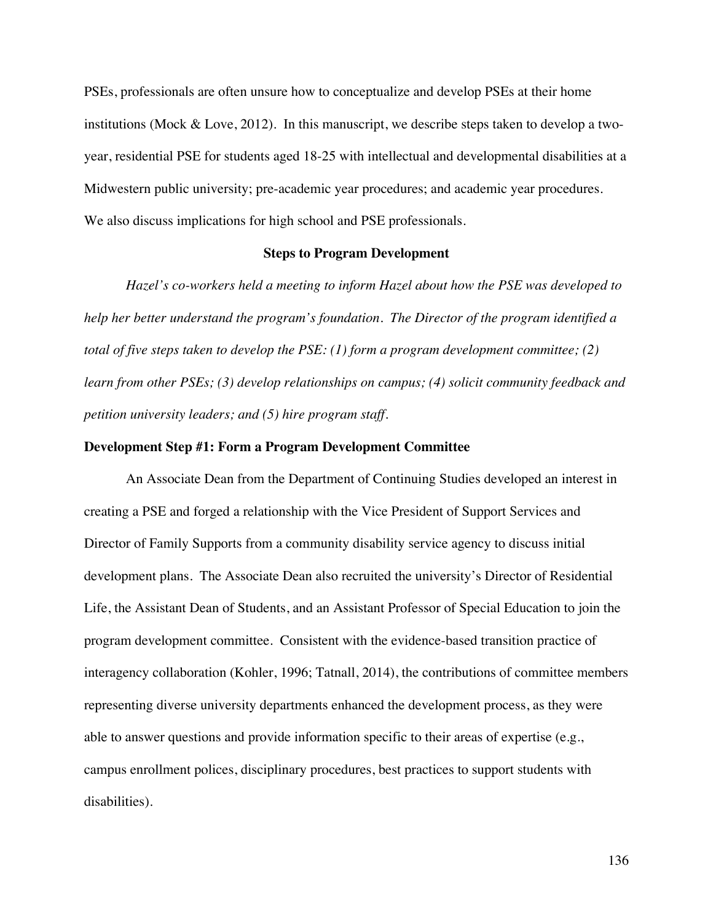PSEs, professionals are often unsure how to conceptualize and develop PSEs at their home institutions (Mock & Love, 2012). In this manuscript, we describe steps taken to develop a two-year, residential PSE for students aged 18-25 with intellectual and developmental disabilities at a Midwestern public university; pre-academic year procedures; and academic year procedures. We also discuss implications for high school and PSE professionals.

## Steps to Program Development

*Hazel's co-workers held a meeting to inform Hazel about how the PSE was developed to help her better understand the program's foundation. The Director of the program identified a total of five steps taken to develop the PSE: (1) form a program development committee; (2) learn from other PSEs; (3) develop relationships on campus; (4) solicit community feedback and petition university leaders; and (5) hire program staff.*

### Development Step #1: Form a Program Development Committee

An Associate Dean from the Department of Continuing Studies developed an interest in creating a PSE and forged a relationship with the Vice President of Support Services and Director of Family Supports from a community disability service agency to discuss initial development plans. The Associate Dean also recruited the university's Director of Residential Life, the Assistant Dean of Students, and an Assistant Professor of Special Education to join the program development committee. Consistent with the evidence-based transition practice of interagency collaboration (Kohler, 1996; Tatnall, 2014), the contributions of committee members representing diverse university departments enhanced the development process, as they were able to answer questions and provide information specific to their areas of expertise (e.g., campus enrollment polices, disciplinary procedures, best practices to support students with disabilities).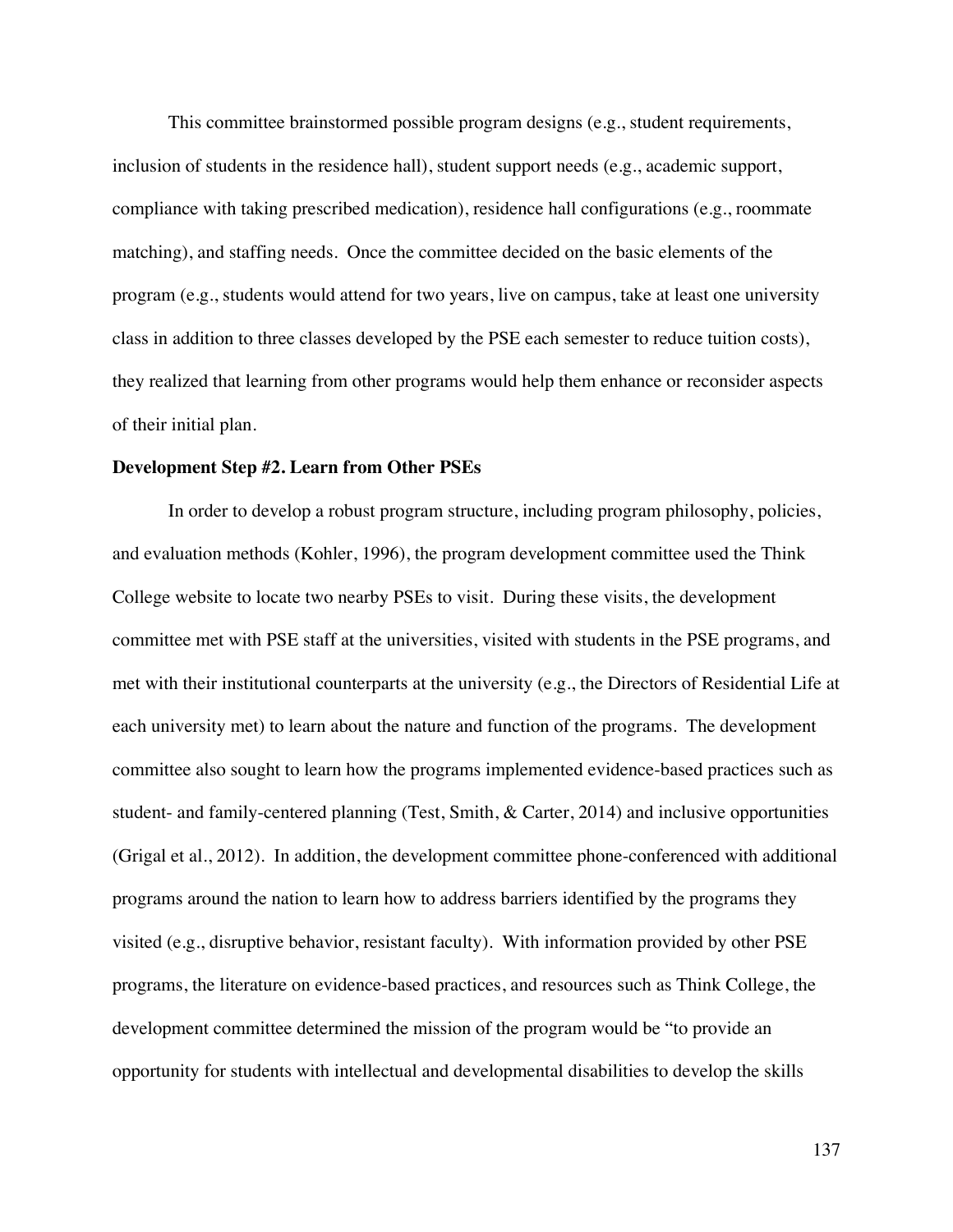This committee brainstormed possible program designs (e.g., student requirements, inclusion of students in the residence hall), student support needs (e.g., academic support, compliance with taking prescribed medication), residence hall configurations (e.g., roommate matching), and staffing needs. Once the committee decided on the basic elements of the program (e.g., students would attend for two years, live on campus, take at least one university class in addition to three classes developed by the PSE each semester to reduce tuition costs), they realized that learning from other programs would help them enhance or reconsider aspects of their initial plan.

**Development Step #2. Learn from Other PSEs**

In order to develop a robust program structure, including program philosophy, policies, and evaluation methods (Kohler, 1996), the program development committee used the Think College website to locate two nearby PSEs to visit. During these visits, the development committee met with PSE staff at the universities, visited with students in the PSE programs, and met with their institutional counterparts at the university (e.g., the Directors of Residential Life at each university met) to learn about the nature and function of the programs. The development committee also sought to learn how the programs implemented evidence-based practices such as student- and family-centered planning (Test, Smith, & Carter, 2014) and inclusive opportunities (Grigal et al., 2012). In addition, the development committee phone-conferenced with additional programs around the nation to learn how to address barriers identified by the programs they visited (e.g., disruptive behavior, resistant faculty). With information provided by other PSE programs, the literature on evidence-based practices, and resources such as Think College, the development committee determined the mission of the program would be "to provide an opportunity for students with intellectual and developmental disabilities to develop the skills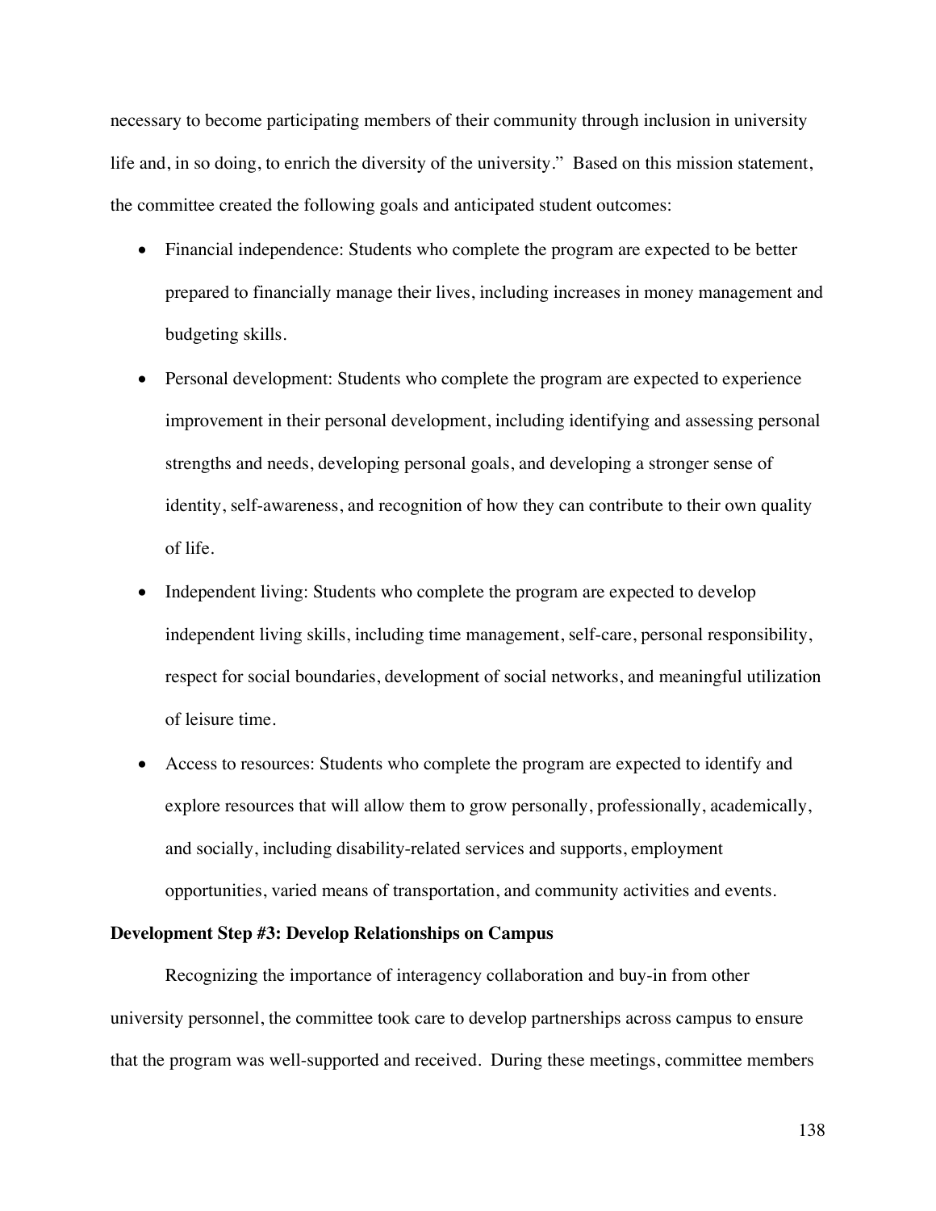necessary to become participating members of their community through inclusion in university life and, in so doing, to enrich the diversity of the university." Based on this mission statement, the committee created the following goals and anticipated student outcomes:

- Financial independence: Students who complete the program are expected to be better prepared to financially manage their lives, including increases in money management and budgeting skills.
- Personal development: Students who complete the program are expected to experience improvement in their personal development, including identifying and assessing personal strengths and needs, developing personal goals, and developing a stronger sense of identity, self-awareness, and recognition of how they can contribute to their own quality of life.
- Independent living: Students who complete the program are expected to develop independent living skills, including time management, self-care, personal responsibility, respect for social boundaries, development of social networks, and meaningful utilization of leisure time.
- Access to resources: Students who complete the program are expected to identify and explore resources that will allow them to grow personally, professionally, academically, and socially, including disability-related services and supports, employment opportunities, varied means of transportation, and community activities and events.

**Development Step #3: Develop Relationships on Campus**

Recognizing the importance of interagency collaboration and buy-in from other university personnel, the committee took care to develop partnerships across campus to ensure that the program was well-supported and received. During these meetings, committee members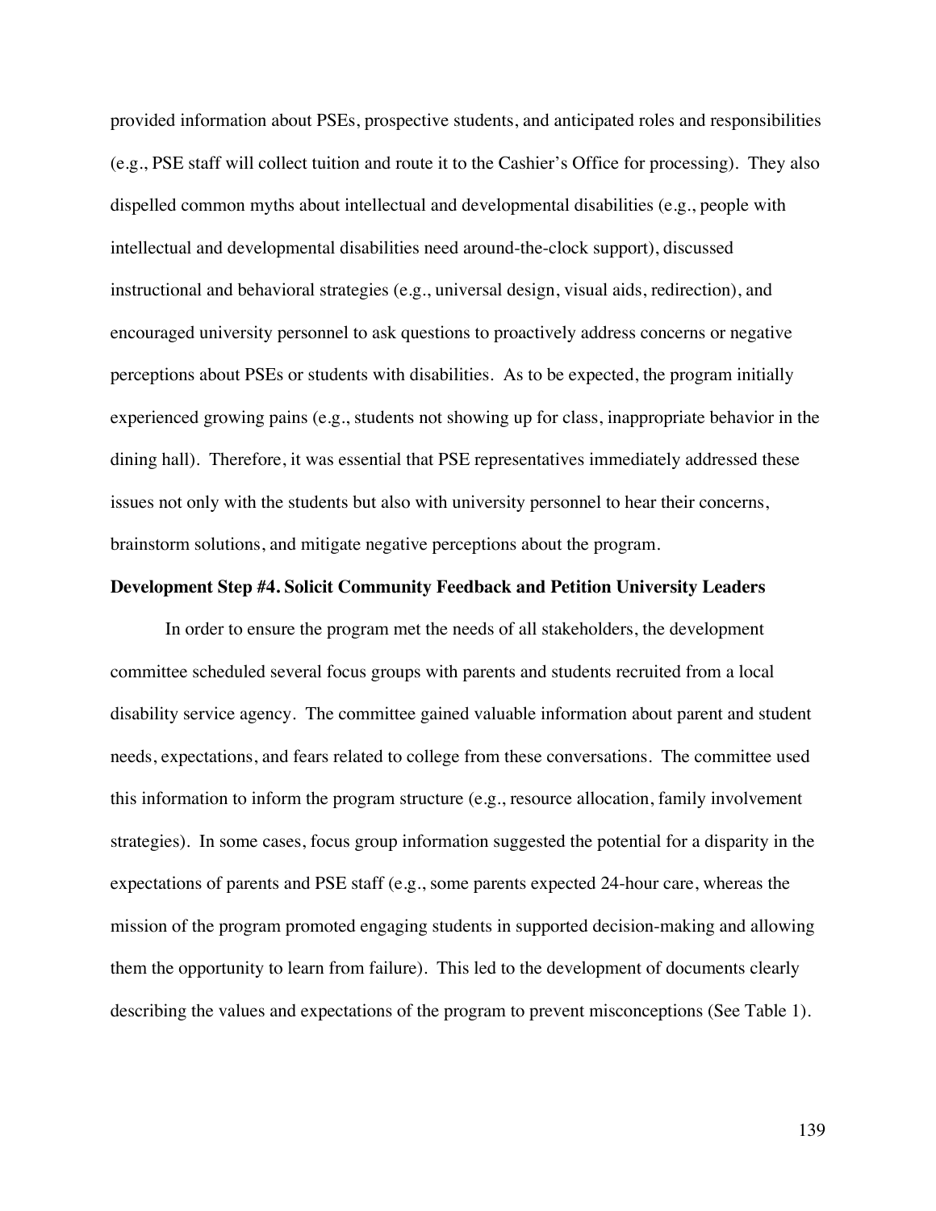provided information about PSEs, prospective students, and anticipated roles and responsibilities (e.g., PSE staff will collect tuition and route it to the Cashier's Office for processing). They also dispelled common myths about intellectual and developmental disabilities (e.g., people with intellectual and developmental disabilities need around-the-clock support), discussed instructional and behavioral strategies (e.g., universal design, visual aids, redirection), and encouraged university personnel to ask questions to proactively address concerns or negative perceptions about PSEs or students with disabilities. As to be expected, the program initially experienced growing pains (e.g., students not showing up for class, inappropriate behavior in the dining hall). Therefore, it was essential that PSE representatives immediately addressed these issues not only with the students but also with university personnel to hear their concerns, brainstorm solutions, and mitigate negative perceptions about the program.

**Development Step #4. Solicit Community Feedback and Petition University Leaders**

In order to ensure the program met the needs of all stakeholders, the development committee scheduled several focus groups with parents and students recruited from a local disability service agency. The committee gained valuable information about parent and student needs, expectations, and fears related to college from these conversations. The committee used this information to inform the program structure (e.g., resource allocation, family involvement strategies). In some cases, focus group information suggested the potential for a disparity in the expectations of parents and PSE staff (e.g., some parents expected 24-hour care, whereas the mission of the program promoted engaging students in supported decision-making and allowing them the opportunity to learn from failure). This led to the development of documents clearly describing the values and expectations of the program to prevent misconceptions (See Table 1).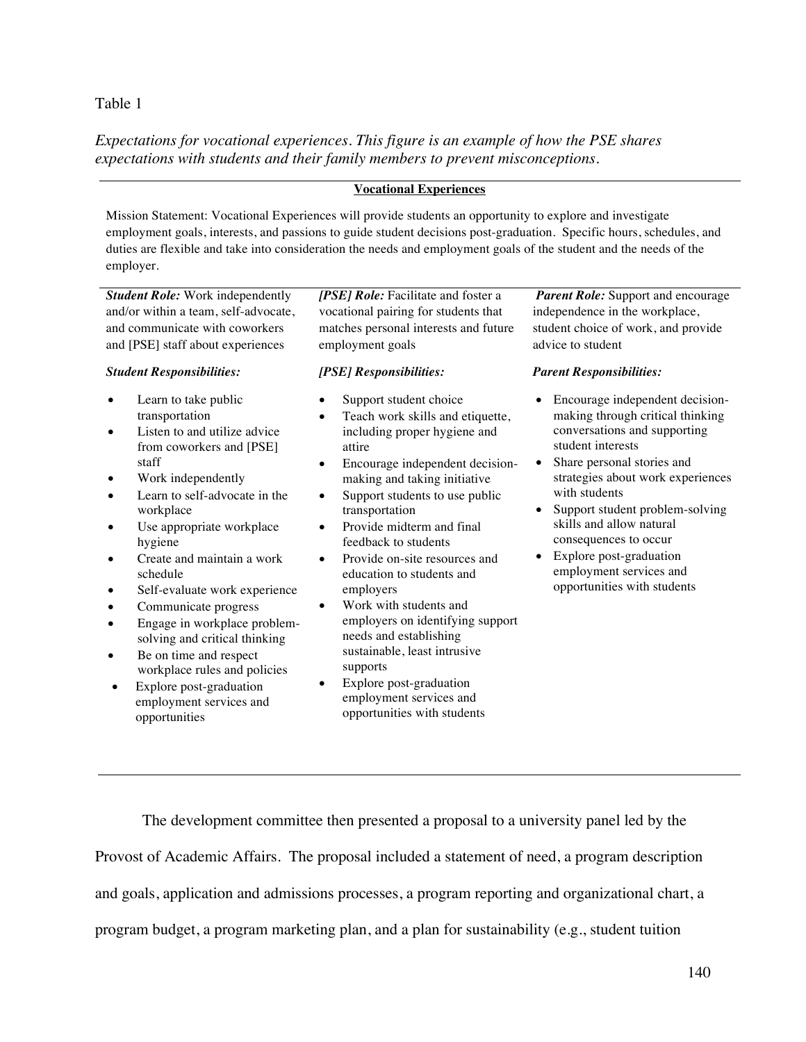Table 1

*Expectations for vocational experiences. This figure is an example of how the PSE shares expectations with students and their family members to prevent misconceptions.*

**Vocational Experiences**

Mission Statement: Vocational Experiences will provide students an opportunity to explore and investigate employment goals, interests, and passions to guide student decisions post-graduation. Specific hours, schedules, and duties are flexible and take into consideration the needs and employment goals of the student and the needs of the employer.

***Student Role:*** Work independently and/or within a team, self-advocate, and communicate with coworkers and [PSE] staff about experiences

***Student Responsibilities:***

- Learn to take public transportation
- Listen to and utilize advice from coworkers and [PSE] staff
- Work independently
- Learn to self-advocate in the workplace
- Use appropriate workplace hygiene
- Create and maintain a work schedule
- Self-evaluate work experience
- Communicate progress
- Engage in workplace problem-solving and critical thinking
- Be on time and respect workplace rules and policies
- Explore post-graduation employment services and opportunities

***[PSE] Role:*** Facilitate and foster a vocational pairing for students that matches personal interests and future employment goals

***[PSE] Responsibilities:***

- Support student choice
- Teach work skills and etiquette, including proper hygiene and attire
- Encourage independent decision-making and taking initiative
- Support students to use public transportation
- Provide midterm and final feedback to students
- Provide on-site resources and education to students and employers
- Work with students and employers on identifying support needs and establishing sustainable, least intrusive supports
- Explore post-graduation employment services and opportunities with students

***Parent Role:*** Support and encourage independence in the workplace, student choice of work, and provide advice to student

***Parent Responsibilities:***

- Encourage independent decision-making through critical thinking conversations and supporting student interests
- Share personal stories and strategies about work experiences with students
- Support student problem-solving skills and allow natural consequences to occur
- Explore post-graduation employment services and opportunities with students

The development committee then presented a proposal to a university panel led by the Provost of Academic Affairs. The proposal included a statement of need, a program description and goals, application and admissions processes, a program reporting and organizational chart, a program budget, a program marketing plan, and a plan for sustainability (e.g., student tuition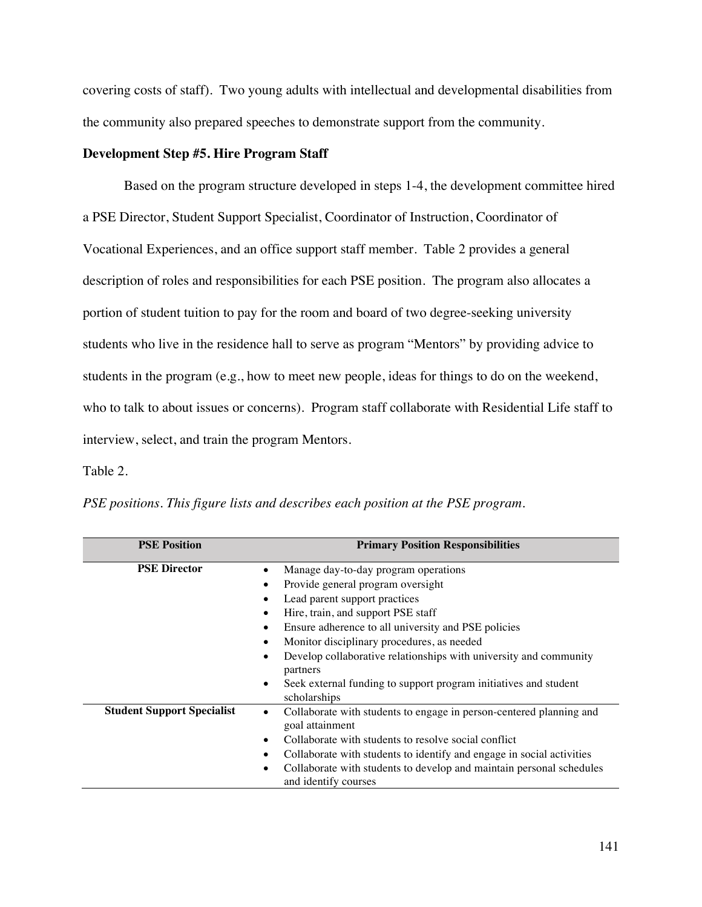covering costs of staff). Two young adults with intellectual and developmental disabilities from the community also prepared speeches to demonstrate support from the community.

**Development Step #5. Hire Program Staff**

Based on the program structure developed in steps 1-4, the development committee hired a PSE Director, Student Support Specialist, Coordinator of Instruction, Coordinator of Vocational Experiences, and an office support staff member. Table 2 provides a general description of roles and responsibilities for each PSE position. The program also allocates a portion of student tuition to pay for the room and board of two degree-seeking university students who live in the residence hall to serve as program "Mentors" by providing advice to students in the program (e.g., how to meet new people, ideas for things to do on the weekend, who to talk to about issues or concerns). Program staff collaborate with Residential Life staff to interview, select, and train the program Mentors.

Table 2.

*PSE positions. This figure lists and describes each position at the PSE program.*

| PSE Position | Primary Position Responsibilities |
|---|---|
| **PSE Director** | • Manage day-to-day program operations<br>• Provide general program oversight<br>• Lead parent support practices<br>• Hire, train, and support PSE staff<br>• Ensure adherence to all university and PSE policies<br>• Monitor disciplinary procedures, as needed<br>• Develop collaborative relationships with university and community partners<br>• Seek external funding to support program initiatives and student scholarships |
| **Student Support Specialist** | • Collaborate with students to engage in person-centered planning and goal attainment<br>• Collaborate with students to resolve social conflict<br>• Collaborate with students to identify and engage in social activities<br>• Collaborate with students to develop and maintain personal schedules and identify courses |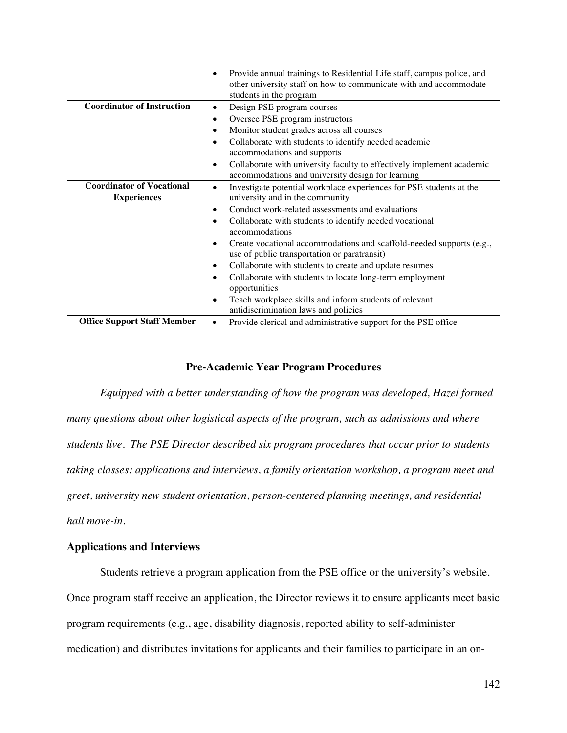| | |
|---|---|
| | • Provide annual trainings to Residential Life staff, campus police, and other university staff on how to communicate with and accommodate students in the program |
| **Coordinator of Instruction** | • Design PSE program courses<br>• Oversee PSE program instructors<br>• Monitor student grades across all courses<br>• Collaborate with students to identify needed academic accommodations and supports<br>• Collaborate with university faculty to effectively implement academic accommodations and university design for learning |
| **Coordinator of Vocational Experiences** | • Investigate potential workplace experiences for PSE students at the university and in the community<br>• Conduct work-related assessments and evaluations<br>• Collaborate with students to identify needed vocational accommodations<br>• Create vocational accommodations and scaffold-needed supports (e.g., use of public transportation or paratransit)<br>• Collaborate with students to create and update resumes<br>• Collaborate with students to locate long-term employment opportunities<br>• Teach workplace skills and inform students of relevant antidiscrimination laws and policies |
| **Office Support Staff Member** | • Provide clerical and administrative support for the PSE office |

## Pre-Academic Year Program Procedures

*Equipped with a better understanding of how the program was developed, Hazel formed many questions about other logistical aspects of the program, such as admissions and where students live. The PSE Director described six program procedures that occur prior to students taking classes: applications and interviews, a family orientation workshop, a program meet and greet, university new student orientation, person-centered planning meetings, and residential hall move-in.*

### Applications and Interviews

Students retrieve a program application from the PSE office or the university's website. Once program staff receive an application, the Director reviews it to ensure applicants meet basic program requirements (e.g., age, disability diagnosis, reported ability to self-administer medication) and distributes invitations for applicants and their families to participate in an on-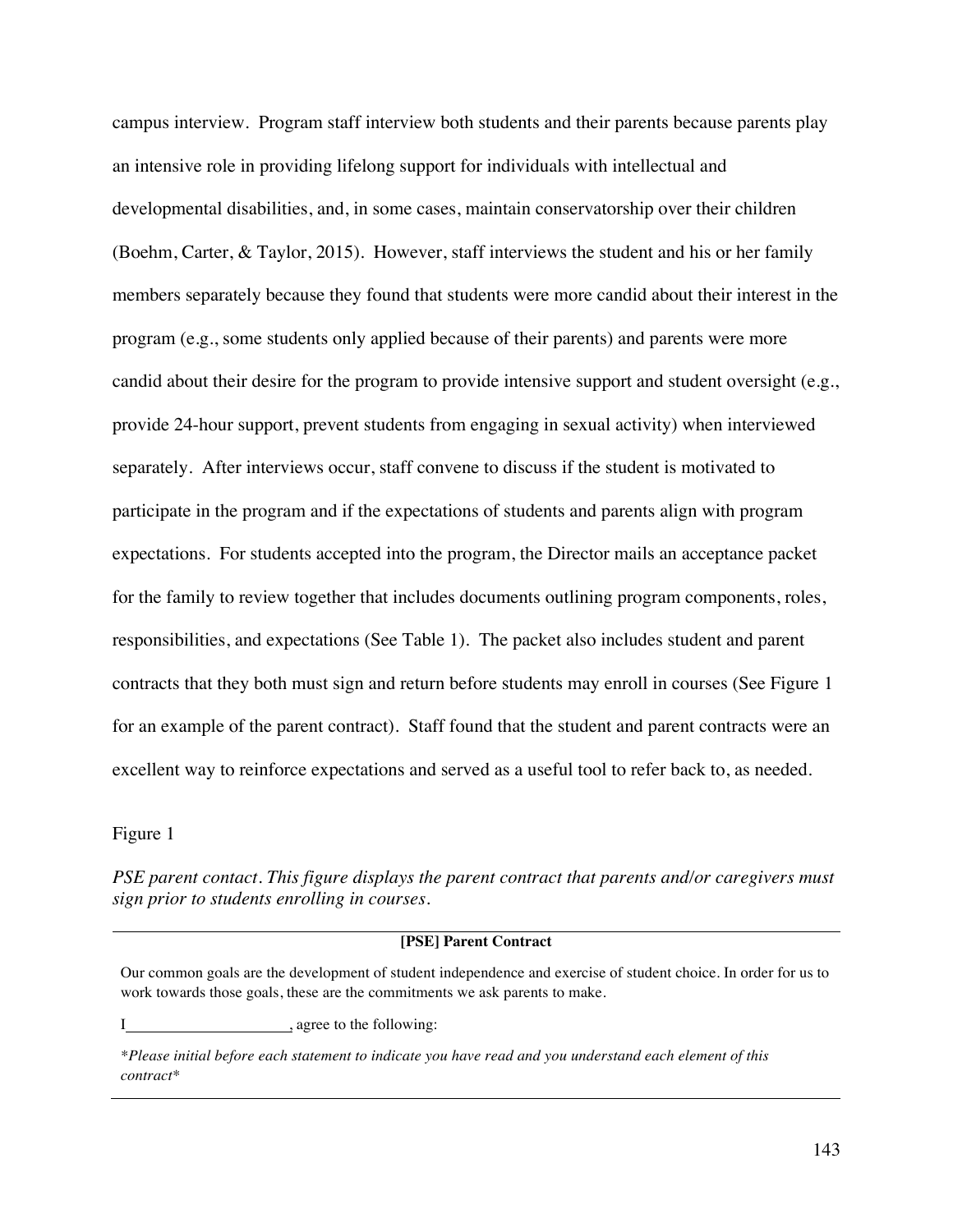campus interview. Program staff interview both students and their parents because parents play an intensive role in providing lifelong support for individuals with intellectual and developmental disabilities, and, in some cases, maintain conservatorship over their children (Boehm, Carter, & Taylor, 2015). However, staff interviews the student and his or her family members separately because they found that students were more candid about their interest in the program (e.g., some students only applied because of their parents) and parents were more candid about their desire for the program to provide intensive support and student oversight (e.g., provide 24-hour support, prevent students from engaging in sexual activity) when interviewed separately. After interviews occur, staff convene to discuss if the student is motivated to participate in the program and if the expectations of students and parents align with program expectations. For students accepted into the program, the Director mails an acceptance packet for the family to review together that includes documents outlining program components, roles, responsibilities, and expectations (See Table 1). The packet also includes student and parent contracts that they both must sign and return before students may enroll in courses (See Figure 1 for an example of the parent contract). Staff found that the student and parent contracts were an excellent way to reinforce expectations and served as a useful tool to refer back to, as needed.

Figure 1

*PSE parent contact. This figure displays the parent contract that parents and/or caregivers must sign prior to students enrolling in courses.*

**[PSE] Parent Contract**

Our common goals are the development of student independence and exercise of student choice. In order for us to work towards those goals, these are the commitments we ask parents to make.

I____________________, agree to the following:

*\*Please initial before each statement to indicate you have read and you understand each element of this contract\**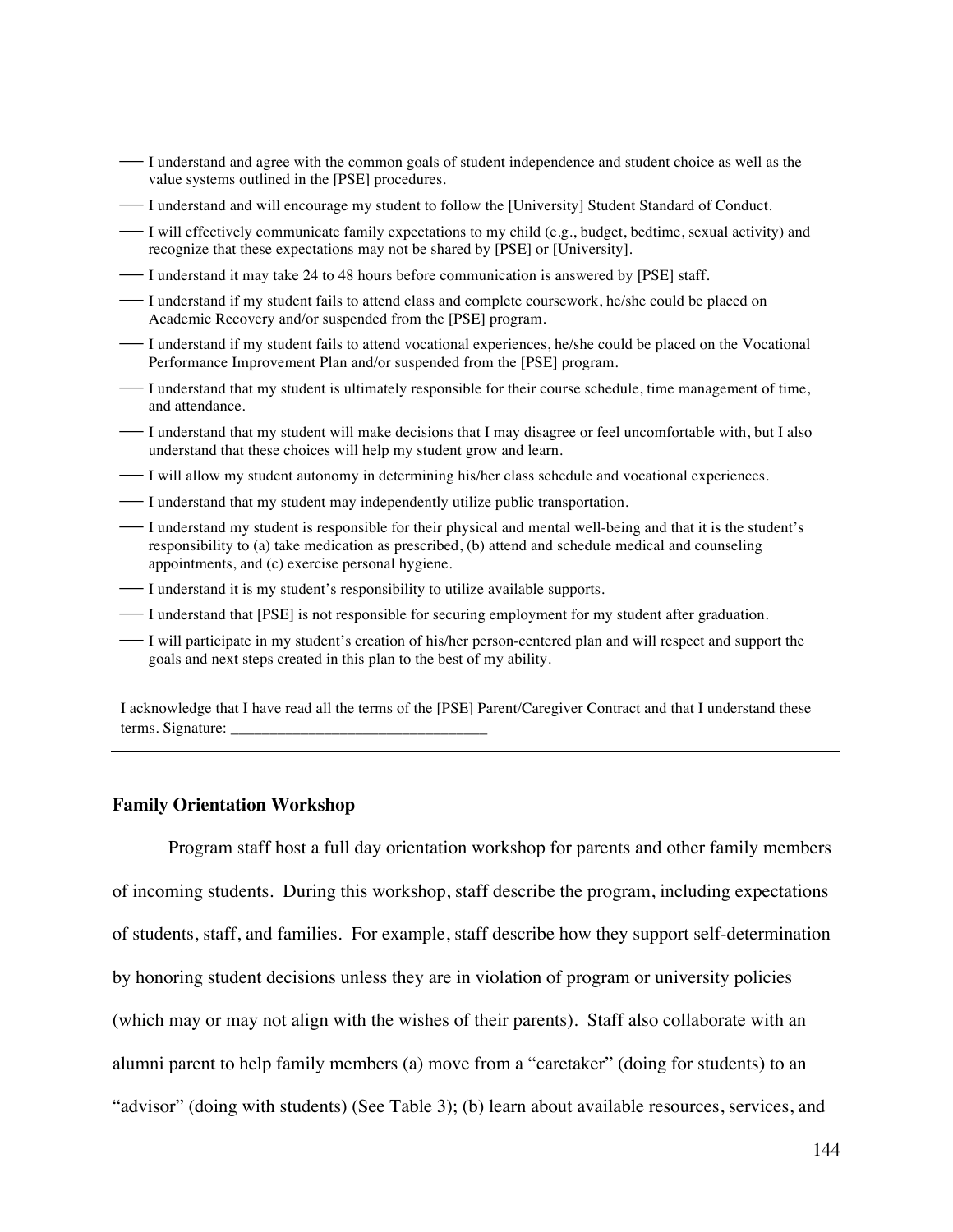- I understand and agree with the common goals of student independence and student choice as well as the value systems outlined in the [PSE] procedures.
- I understand and will encourage my student to follow the [University] Student Standard of Conduct.
- I will effectively communicate family expectations to my child (e.g., budget, bedtime, sexual activity) and recognize that these expectations may not be shared by [PSE] or [University].
- I understand it may take 24 to 48 hours before communication is answered by [PSE] staff.
- I understand if my student fails to attend class and complete coursework, he/she could be placed on Academic Recovery and/or suspended from the [PSE] program.
- I understand if my student fails to attend vocational experiences, he/she could be placed on the Vocational Performance Improvement Plan and/or suspended from the [PSE] program.
- I understand that my student is ultimately responsible for their course schedule, time management of time, and attendance.
- I understand that my student will make decisions that I may disagree or feel uncomfortable with, but I also understand that these choices will help my student grow and learn.
- I will allow my student autonomy in determining his/her class schedule and vocational experiences.
- I understand that my student may independently utilize public transportation.
- I understand my student is responsible for their physical and mental well-being and that it is the student's responsibility to (a) take medication as prescribed, (b) attend and schedule medical and counseling appointments, and (c) exercise personal hygiene.
- I understand it is my student's responsibility to utilize available supports.
- I understand that [PSE] is not responsible for securing employment for my student after graduation.
- I will participate in my student's creation of his/her person-centered plan and will respect and support the goals and next steps created in this plan to the best of my ability.

I acknowledge that I have read all the terms of the [PSE] Parent/Caregiver Contract and that I understand these terms. Signature: _________________________________

### Family Orientation Workshop

Program staff host a full day orientation workshop for parents and other family members of incoming students. During this workshop, staff describe the program, including expectations of students, staff, and families. For example, staff describe how they support self-determination by honoring student decisions unless they are in violation of program or university policies (which may or may not align with the wishes of their parents). Staff also collaborate with an alumni parent to help family members (a) move from a "caretaker" (doing for students) to an "advisor" (doing with students) (See Table 3); (b) learn about available resources, services, and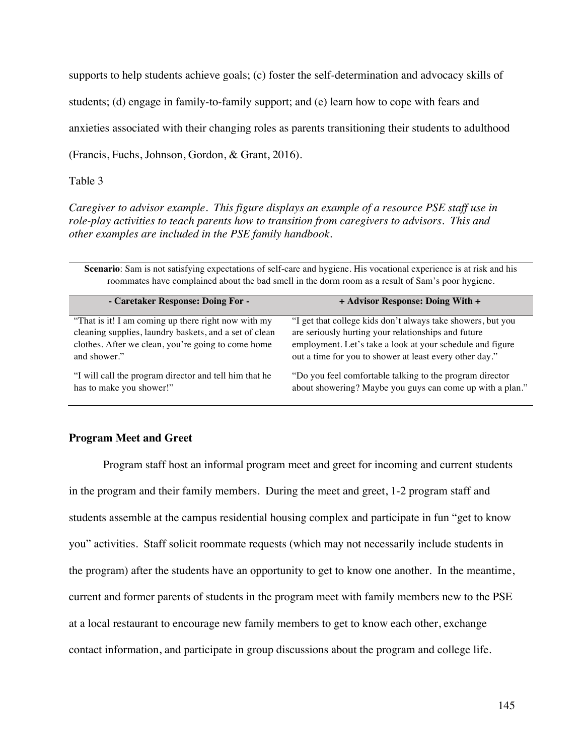supports to help students achieve goals; (c) foster the self-determination and advocacy skills of students; (d) engage in family-to-family support; and (e) learn how to cope with fears and anxieties associated with their changing roles as parents transitioning their students to adulthood (Francis, Fuchs, Johnson, Gordon, & Grant, 2016).

Table 3

*Caregiver to advisor example. This figure displays an example of a resource PSE staff use in role-play activities to teach parents how to transition from caregivers to advisors. This and other examples are included in the PSE family handbook.*

**Scenario**: Sam is not satisfying expectations of self-care and hygiene. His vocational experience is at risk and his roommates have complained about the bad smell in the dorm room as a result of Sam's poor hygiene.

| - Caretaker Response: Doing For - | + Advisor Response: Doing With + |
|---|---|
| "That is it! I am coming up there right now with my cleaning supplies, laundry baskets, and a set of clean clothes. After we clean, you're going to come home and shower." | "I get that college kids don't always take showers, but you are seriously hurting your relationships and future employment. Let's take a look at your schedule and figure out a time for you to shower at least every other day." |
| "I will call the program director and tell him that he has to make you shower!" | "Do you feel comfortable talking to the program director about showering? Maybe you guys can come up with a plan." |

## Program Meet and Greet

Program staff host an informal program meet and greet for incoming and current students in the program and their family members. During the meet and greet, 1-2 program staff and students assemble at the campus residential housing complex and participate in fun "get to know you" activities. Staff solicit roommate requests (which may not necessarily include students in the program) after the students have an opportunity to get to know one another. In the meantime, current and former parents of students in the program meet with family members new to the PSE at a local restaurant to encourage new family members to get to know each other, exchange contact information, and participate in group discussions about the program and college life.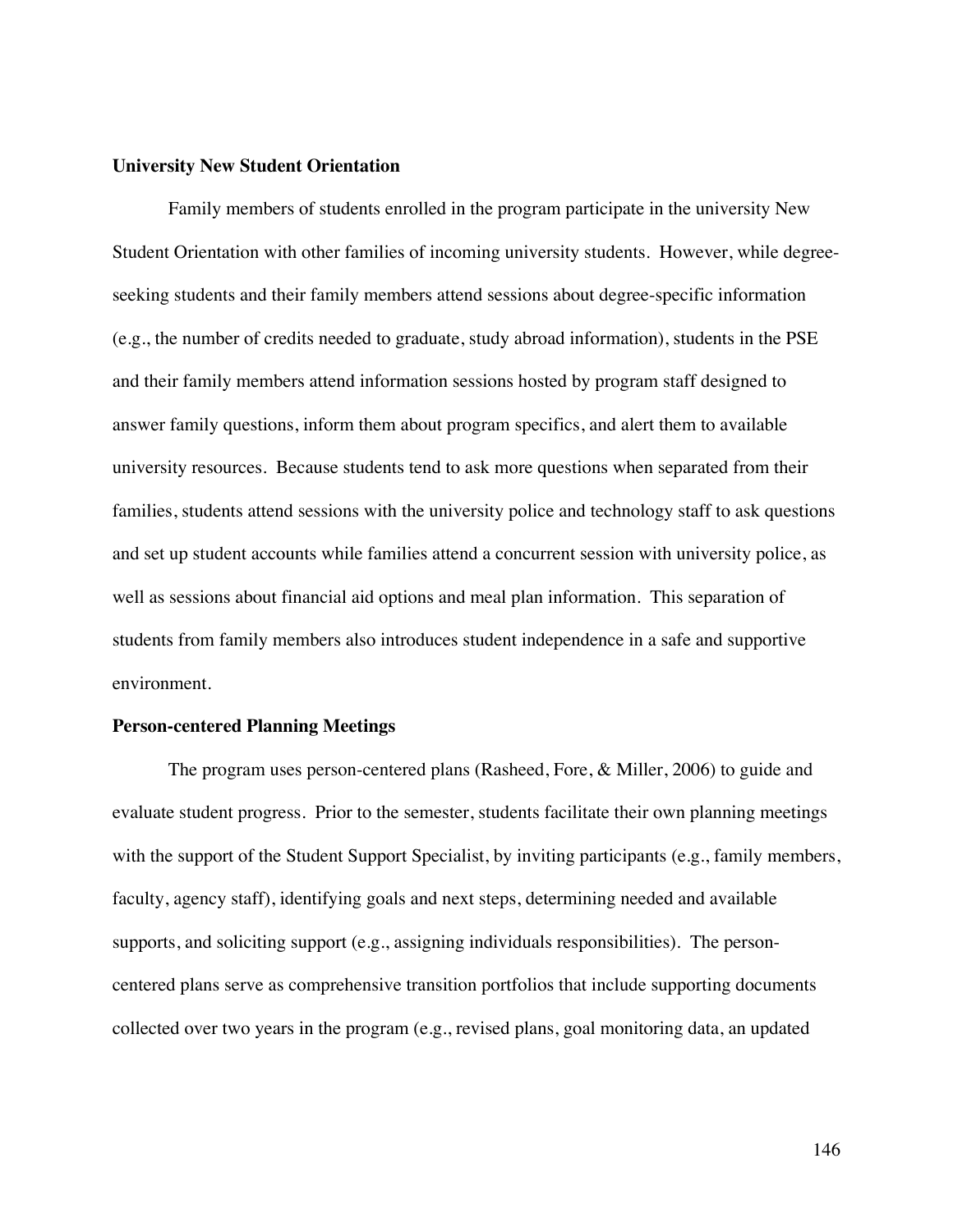**University New Student Orientation**

Family members of students enrolled in the program participate in the university New Student Orientation with other families of incoming university students. However, while degree-seeking students and their family members attend sessions about degree-specific information (e.g., the number of credits needed to graduate, study abroad information), students in the PSE and their family members attend information sessions hosted by program staff designed to answer family questions, inform them about program specifics, and alert them to available university resources. Because students tend to ask more questions when separated from their families, students attend sessions with the university police and technology staff to ask questions and set up student accounts while families attend a concurrent session with university police, as well as sessions about financial aid options and meal plan information. This separation of students from family members also introduces student independence in a safe and supportive environment.

**Person-centered Planning Meetings**

The program uses person-centered plans (Rasheed, Fore, & Miller, 2006) to guide and evaluate student progress. Prior to the semester, students facilitate their own planning meetings with the support of the Student Support Specialist, by inviting participants (e.g., family members, faculty, agency staff), identifying goals and next steps, determining needed and available supports, and soliciting support (e.g., assigning individuals responsibilities). The person-centered plans serve as comprehensive transition portfolios that include supporting documents collected over two years in the program (e.g., revised plans, goal monitoring data, an updated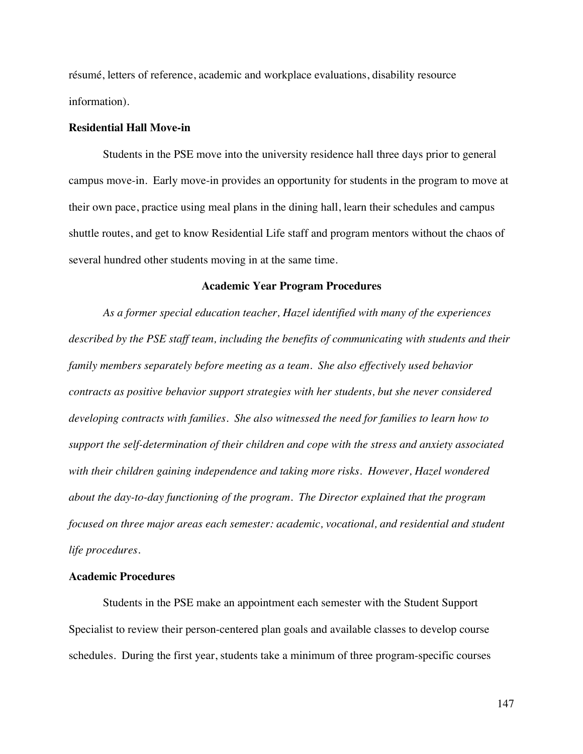résumé, letters of reference, academic and workplace evaluations, disability resource information).

### Residential Hall Move-in

Students in the PSE move into the university residence hall three days prior to general campus move-in. Early move-in provides an opportunity for students in the program to move at their own pace, practice using meal plans in the dining hall, learn their schedules and campus shuttle routes, and get to know Residential Life staff and program mentors without the chaos of several hundred other students moving in at the same time.

## Academic Year Program Procedures

*As a former special education teacher, Hazel identified with many of the experiences described by the PSE staff team, including the benefits of communicating with students and their family members separately before meeting as a team. She also effectively used behavior contracts as positive behavior support strategies with her students, but she never considered developing contracts with families. She also witnessed the need for families to learn how to support the self-determination of their children and cope with the stress and anxiety associated with their children gaining independence and taking more risks. However, Hazel wondered about the day-to-day functioning of the program. The Director explained that the program focused on three major areas each semester: academic, vocational, and residential and student life procedures.*

### Academic Procedures

Students in the PSE make an appointment each semester with the Student Support Specialist to review their person-centered plan goals and available classes to develop course schedules. During the first year, students take a minimum of three program-specific courses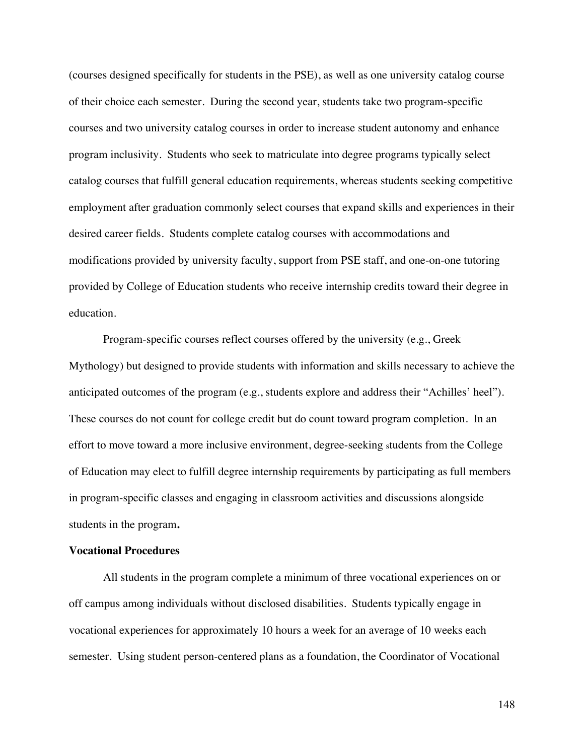(courses designed specifically for students in the PSE), as well as one university catalog course of their choice each semester. During the second year, students take two program-specific courses and two university catalog courses in order to increase student autonomy and enhance program inclusivity. Students who seek to matriculate into degree programs typically select catalog courses that fulfill general education requirements, whereas students seeking competitive employment after graduation commonly select courses that expand skills and experiences in their desired career fields. Students complete catalog courses with accommodations and modifications provided by university faculty, support from PSE staff, and one-on-one tutoring provided by College of Education students who receive internship credits toward their degree in education.

Program-specific courses reflect courses offered by the university (e.g., Greek Mythology) but designed to provide students with information and skills necessary to achieve the anticipated outcomes of the program (e.g., students explore and address their "Achilles' heel"). These courses do not count for college credit but do count toward program completion. In an effort to move toward a more inclusive environment, degree-seeking students from the College of Education may elect to fulfill degree internship requirements by participating as full members in program-specific classes and engaging in classroom activities and discussions alongside students in the program.

**Vocational Procedures**

All students in the program complete a minimum of three vocational experiences on or off campus among individuals without disclosed disabilities. Students typically engage in vocational experiences for approximately 10 hours a week for an average of 10 weeks each semester. Using student person-centered plans as a foundation, the Coordinator of Vocational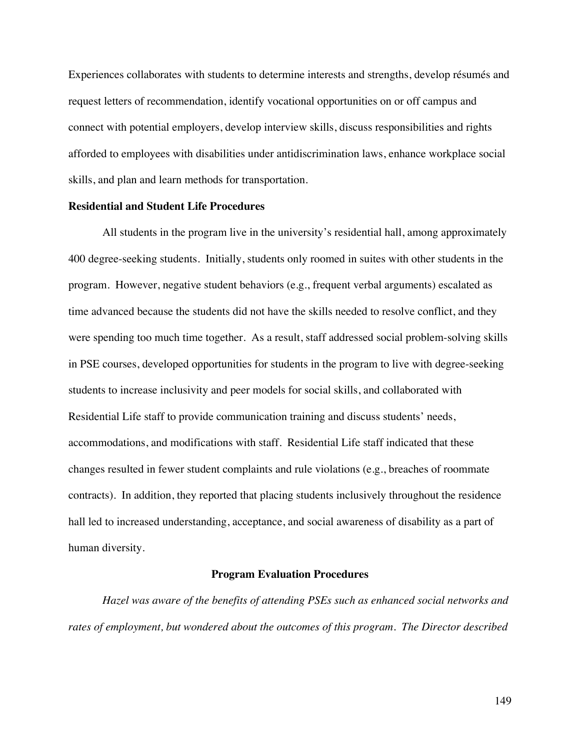Experiences collaborates with students to determine interests and strengths, develop résumés and request letters of recommendation, identify vocational opportunities on or off campus and connect with potential employers, develop interview skills, discuss responsibilities and rights afforded to employees with disabilities under antidiscrimination laws, enhance workplace social skills, and plan and learn methods for transportation.

**Residential and Student Life Procedures**

All students in the program live in the university's residential hall, among approximately 400 degree-seeking students. Initially, students only roomed in suites with other students in the program. However, negative student behaviors (e.g., frequent verbal arguments) escalated as time advanced because the students did not have the skills needed to resolve conflict, and they were spending too much time together. As a result, staff addressed social problem-solving skills in PSE courses, developed opportunities for students in the program to live with degree-seeking students to increase inclusivity and peer models for social skills, and collaborated with Residential Life staff to provide communication training and discuss students' needs, accommodations, and modifications with staff. Residential Life staff indicated that these changes resulted in fewer student complaints and rule violations (e.g., breaches of roommate contracts). In addition, they reported that placing students inclusively throughout the residence hall led to increased understanding, acceptance, and social awareness of disability as a part of human diversity.

## Program Evaluation Procedures

*Hazel was aware of the benefits of attending PSEs such as enhanced social networks and rates of employment, but wondered about the outcomes of this program. The Director described*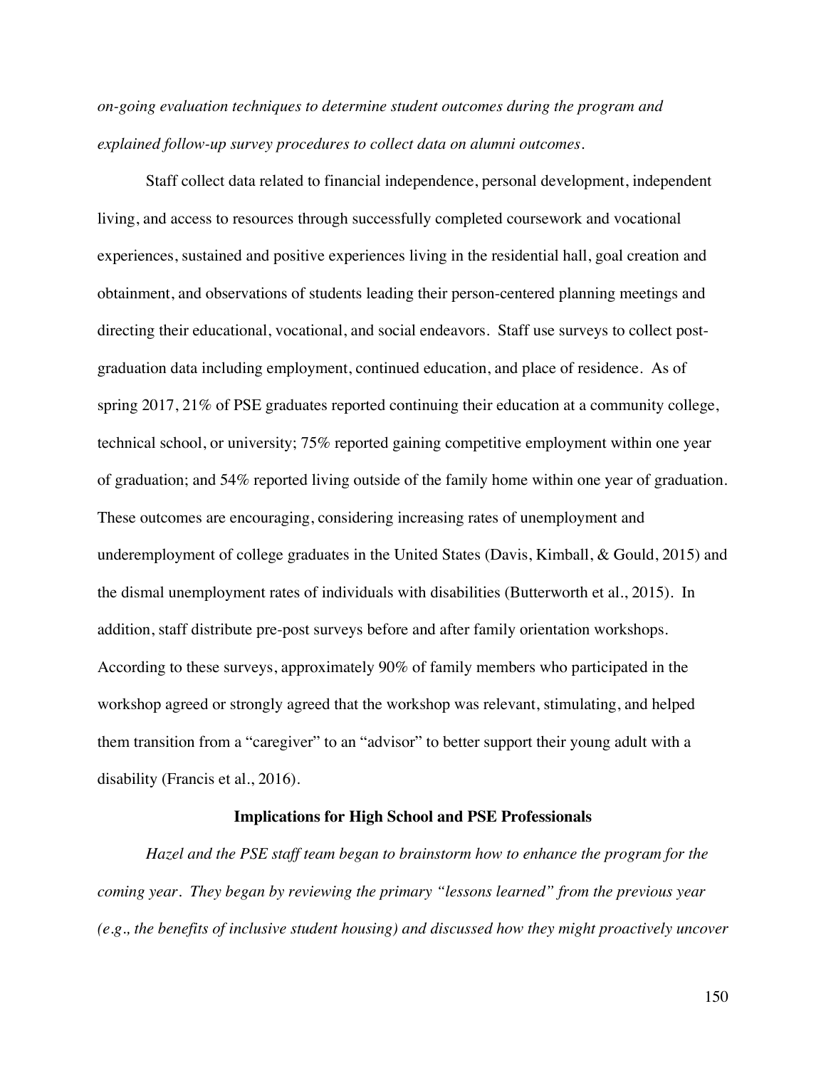*on-going evaluation techniques to determine student outcomes during the program and explained follow-up survey procedures to collect data on alumni outcomes.*

Staff collect data related to financial independence, personal development, independent living, and access to resources through successfully completed coursework and vocational experiences, sustained and positive experiences living in the residential hall, goal creation and obtainment, and observations of students leading their person-centered planning meetings and directing their educational, vocational, and social endeavors. Staff use surveys to collect post-graduation data including employment, continued education, and place of residence. As of spring 2017, 21% of PSE graduates reported continuing their education at a community college, technical school, or university; 75% reported gaining competitive employment within one year of graduation; and 54% reported living outside of the family home within one year of graduation. These outcomes are encouraging, considering increasing rates of unemployment and underemployment of college graduates in the United States (Davis, Kimball, & Gould, 2015) and the dismal unemployment rates of individuals with disabilities (Butterworth et al., 2015). In addition, staff distribute pre-post surveys before and after family orientation workshops. According to these surveys, approximately 90% of family members who participated in the workshop agreed or strongly agreed that the workshop was relevant, stimulating, and helped them transition from a "caregiver" to an "advisor" to better support their young adult with a disability (Francis et al., 2016).

## Implications for High School and PSE Professionals

*Hazel and the PSE staff team began to brainstorm how to enhance the program for the coming year. They began by reviewing the primary "lessons learned" from the previous year (e.g., the benefits of inclusive student housing) and discussed how they might proactively uncover*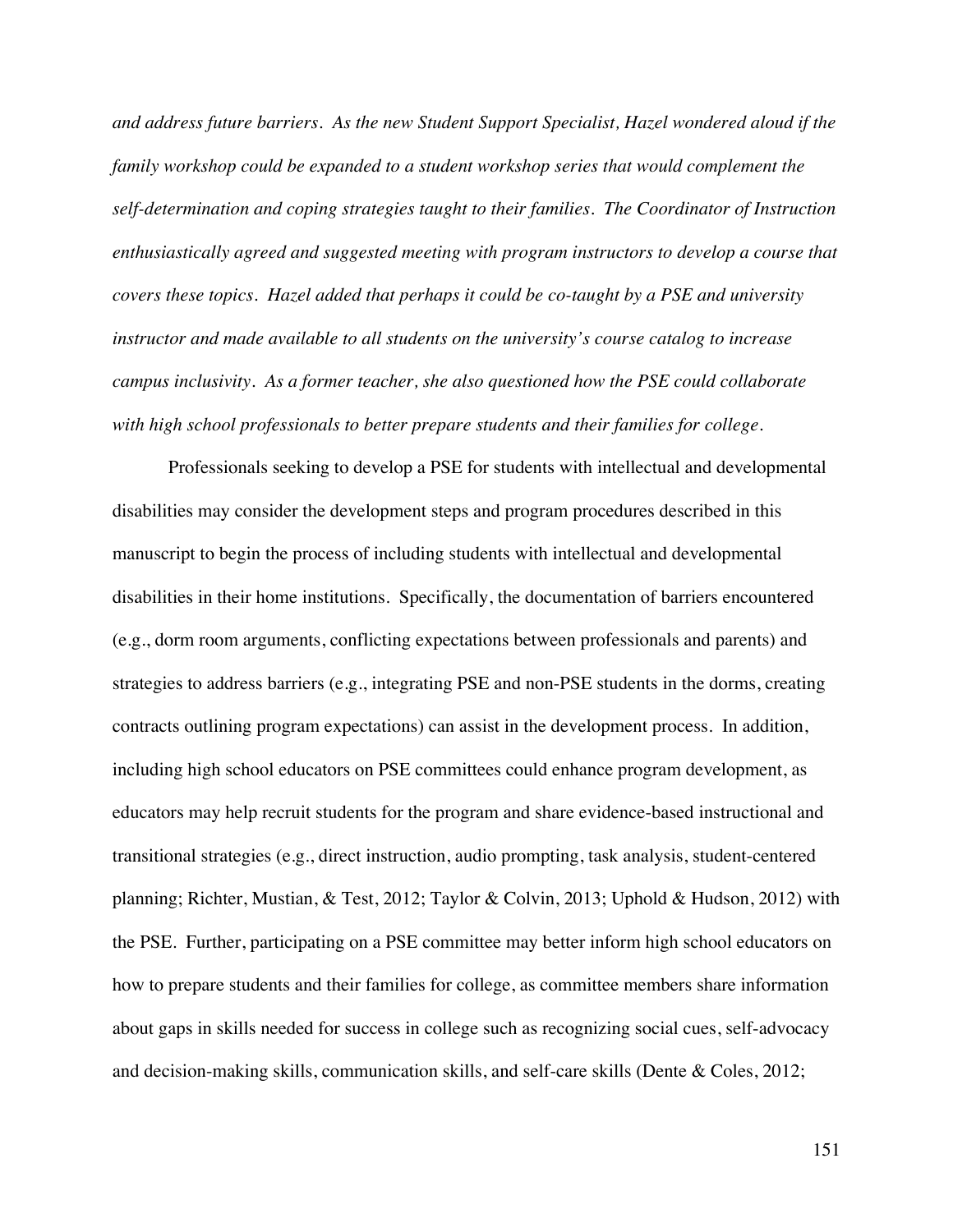*and address future barriers. As the new Student Support Specialist, Hazel wondered aloud if the family workshop could be expanded to a student workshop series that would complement the self-determination and coping strategies taught to their families. The Coordinator of Instruction enthusiastically agreed and suggested meeting with program instructors to develop a course that covers these topics. Hazel added that perhaps it could be co-taught by a PSE and university instructor and made available to all students on the university's course catalog to increase campus inclusivity. As a former teacher, she also questioned how the PSE could collaborate with high school professionals to better prepare students and their families for college.*

Professionals seeking to develop a PSE for students with intellectual and developmental disabilities may consider the development steps and program procedures described in this manuscript to begin the process of including students with intellectual and developmental disabilities in their home institutions. Specifically, the documentation of barriers encountered (e.g., dorm room arguments, conflicting expectations between professionals and parents) and strategies to address barriers (e.g., integrating PSE and non-PSE students in the dorms, creating contracts outlining program expectations) can assist in the development process. In addition, including high school educators on PSE committees could enhance program development, as educators may help recruit students for the program and share evidence-based instructional and transitional strategies (e.g., direct instruction, audio prompting, task analysis, student-centered planning; Richter, Mustian, & Test, 2012; Taylor & Colvin, 2013; Uphold & Hudson, 2012) with the PSE. Further, participating on a PSE committee may better inform high school educators on how to prepare students and their families for college, as committee members share information about gaps in skills needed for success in college such as recognizing social cues, self-advocacy and decision-making skills, communication skills, and self-care skills (Dente & Coles, 2012;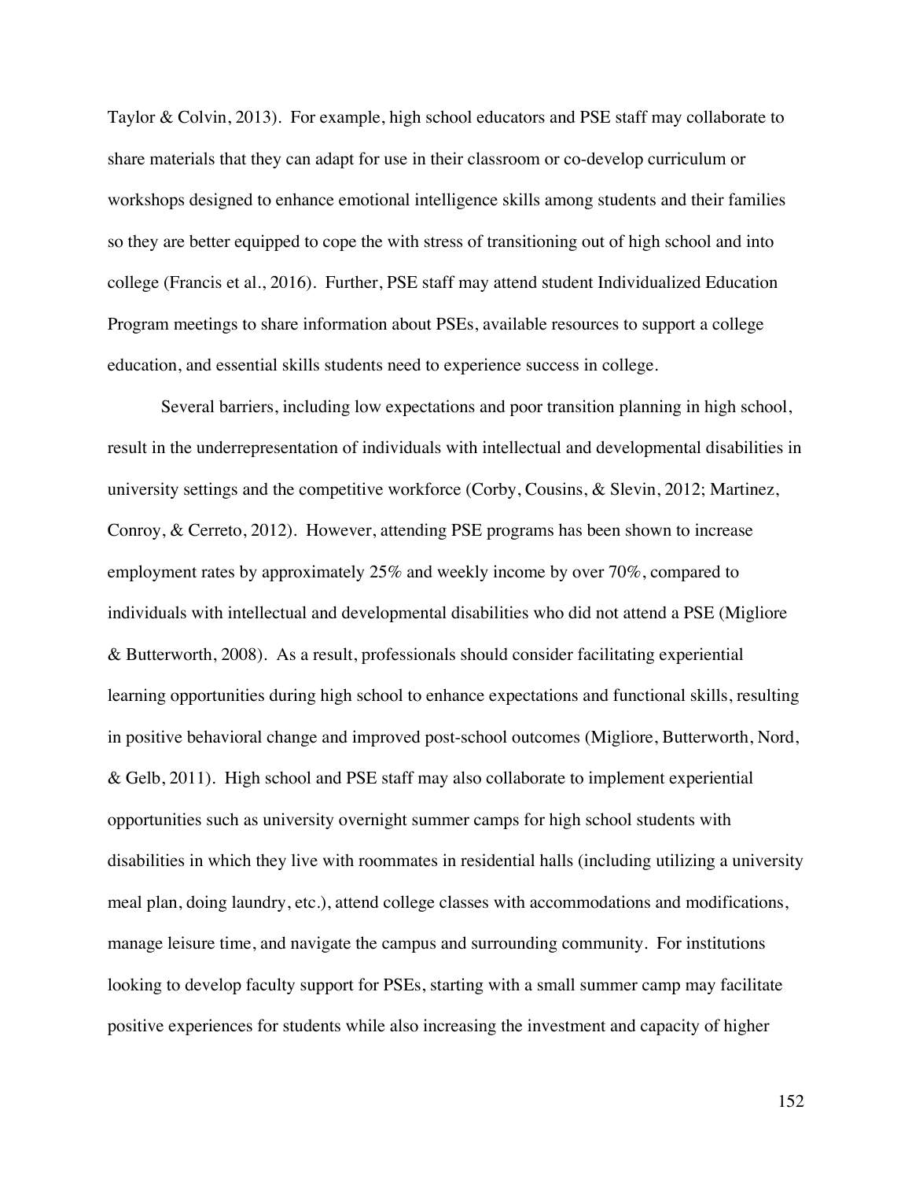Taylor & Colvin, 2013). For example, high school educators and PSE staff may collaborate to share materials that they can adapt for use in their classroom or co-develop curriculum or workshops designed to enhance emotional intelligence skills among students and their families so they are better equipped to cope the with stress of transitioning out of high school and into college (Francis et al., 2016). Further, PSE staff may attend student Individualized Education Program meetings to share information about PSEs, available resources to support a college education, and essential skills students need to experience success in college.

Several barriers, including low expectations and poor transition planning in high school, result in the underrepresentation of individuals with intellectual and developmental disabilities in university settings and the competitive workforce (Corby, Cousins, & Slevin, 2012; Martinez, Conroy, & Cerreto, 2012). However, attending PSE programs has been shown to increase employment rates by approximately 25% and weekly income by over 70%, compared to individuals with intellectual and developmental disabilities who did not attend a PSE (Migliore & Butterworth, 2008). As a result, professionals should consider facilitating experiential learning opportunities during high school to enhance expectations and functional skills, resulting in positive behavioral change and improved post-school outcomes (Migliore, Butterworth, Nord, & Gelb, 2011). High school and PSE staff may also collaborate to implement experiential opportunities such as university overnight summer camps for high school students with disabilities in which they live with roommates in residential halls (including utilizing a university meal plan, doing laundry, etc.), attend college classes with accommodations and modifications, manage leisure time, and navigate the campus and surrounding community. For institutions looking to develop faculty support for PSEs, starting with a small summer camp may facilitate positive experiences for students while also increasing the investment and capacity of higher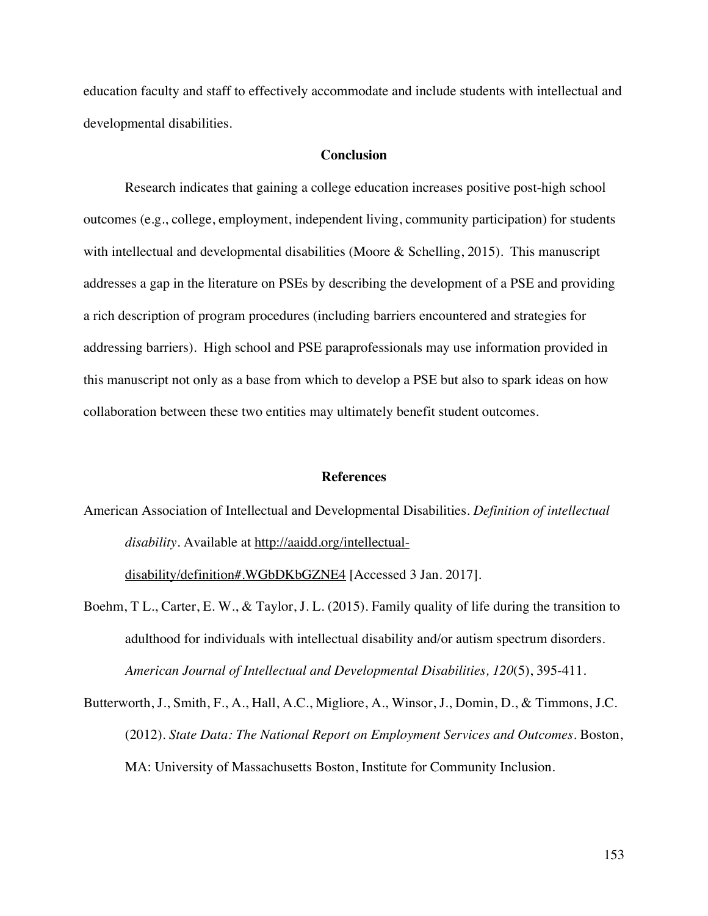education faculty and staff to effectively accommodate and include students with intellectual and developmental disabilities.

## Conclusion

Research indicates that gaining a college education increases positive post-high school outcomes (e.g., college, employment, independent living, community participation) for students with intellectual and developmental disabilities (Moore & Schelling, 2015). This manuscript addresses a gap in the literature on PSEs by describing the development of a PSE and providing a rich description of program procedures (including barriers encountered and strategies for addressing barriers). High school and PSE paraprofessionals may use information provided in this manuscript not only as a base from which to develop a PSE but also to spark ideas on how collaboration between these two entities may ultimately benefit student outcomes.

## References

American Association of Intellectual and Developmental Disabilities. *Definition of intellectual disability*. Available at http://aaidd.org/intellectual-disability/definition#.WGbDKbGZNE4 [Accessed 3 Jan. 2017].

Boehm, T L., Carter, E. W., & Taylor, J. L. (2015). Family quality of life during the transition to adulthood for individuals with intellectual disability and/or autism spectrum disorders. *American Journal of Intellectual and Developmental Disabilities, 120*(5), 395-411.

Butterworth, J., Smith, F., A., Hall, A.C., Migliore, A., Winsor, J., Domin, D., & Timmons, J.C. (2012). *State Data: The National Report on Employment Services and Outcomes*. Boston, MA: University of Massachusetts Boston, Institute for Community Inclusion.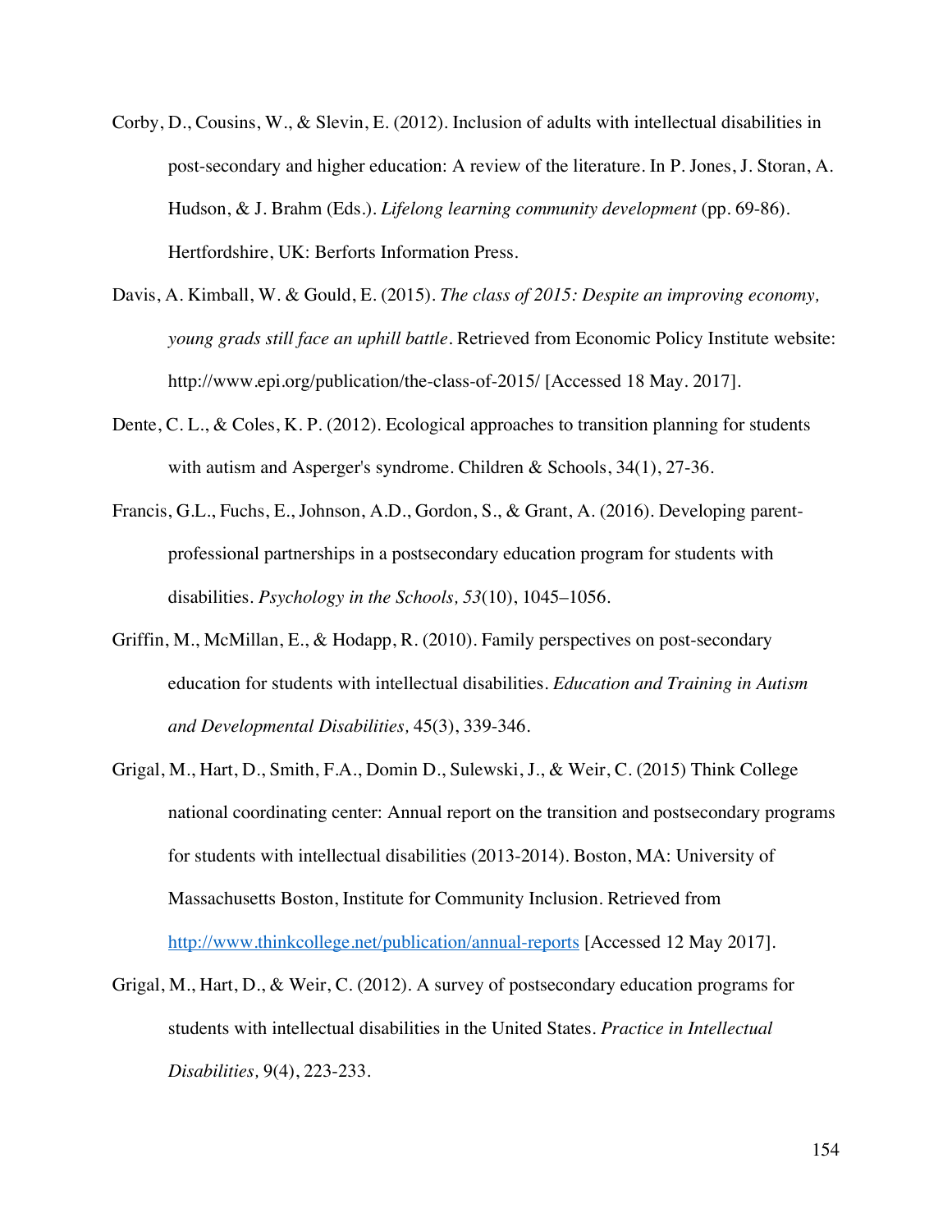Corby, D., Cousins, W., & Slevin, E. (2012). Inclusion of adults with intellectual disabilities in post-secondary and higher education: A review of the literature. In P. Jones, J. Storan, A. Hudson, & J. Brahm (Eds.). *Lifelong learning community development* (pp. 69-86). Hertfordshire, UK: Berforts Information Press.

Davis, A. Kimball, W. & Gould, E. (2015). *The class of 2015: Despite an improving economy, young grads still face an uphill battle*. Retrieved from Economic Policy Institute website: http://www.epi.org/publication/the-class-of-2015/ [Accessed 18 May. 2017].

Dente, C. L., & Coles, K. P. (2012). Ecological approaches to transition planning for students with autism and Asperger's syndrome. Children & Schools, 34(1), 27-36.

Francis, G.L., Fuchs, E., Johnson, A.D., Gordon, S., & Grant, A. (2016). Developing parent-professional partnerships in a postsecondary education program for students with disabilities. *Psychology in the Schools, 53*(10), 1045–1056.

Griffin, M., McMillan, E., & Hodapp, R. (2010). Family perspectives on post-secondary education for students with intellectual disabilities. *Education and Training in Autism and Developmental Disabilities,* 45(3), 339-346.

Grigal, M., Hart, D., Smith, F.A., Domin D., Sulewski, J., & Weir, C. (2015) Think College national coordinating center: Annual report on the transition and postsecondary programs for students with intellectual disabilities (2013-2014). Boston, MA: University of Massachusetts Boston, Institute for Community Inclusion. Retrieved from http://www.thinkcollege.net/publication/annual-reports [Accessed 12 May 2017].

Grigal, M., Hart, D., & Weir, C. (2012). A survey of postsecondary education programs for students with intellectual disabilities in the United States. *Practice in Intellectual Disabilities,* 9(4), 223-233.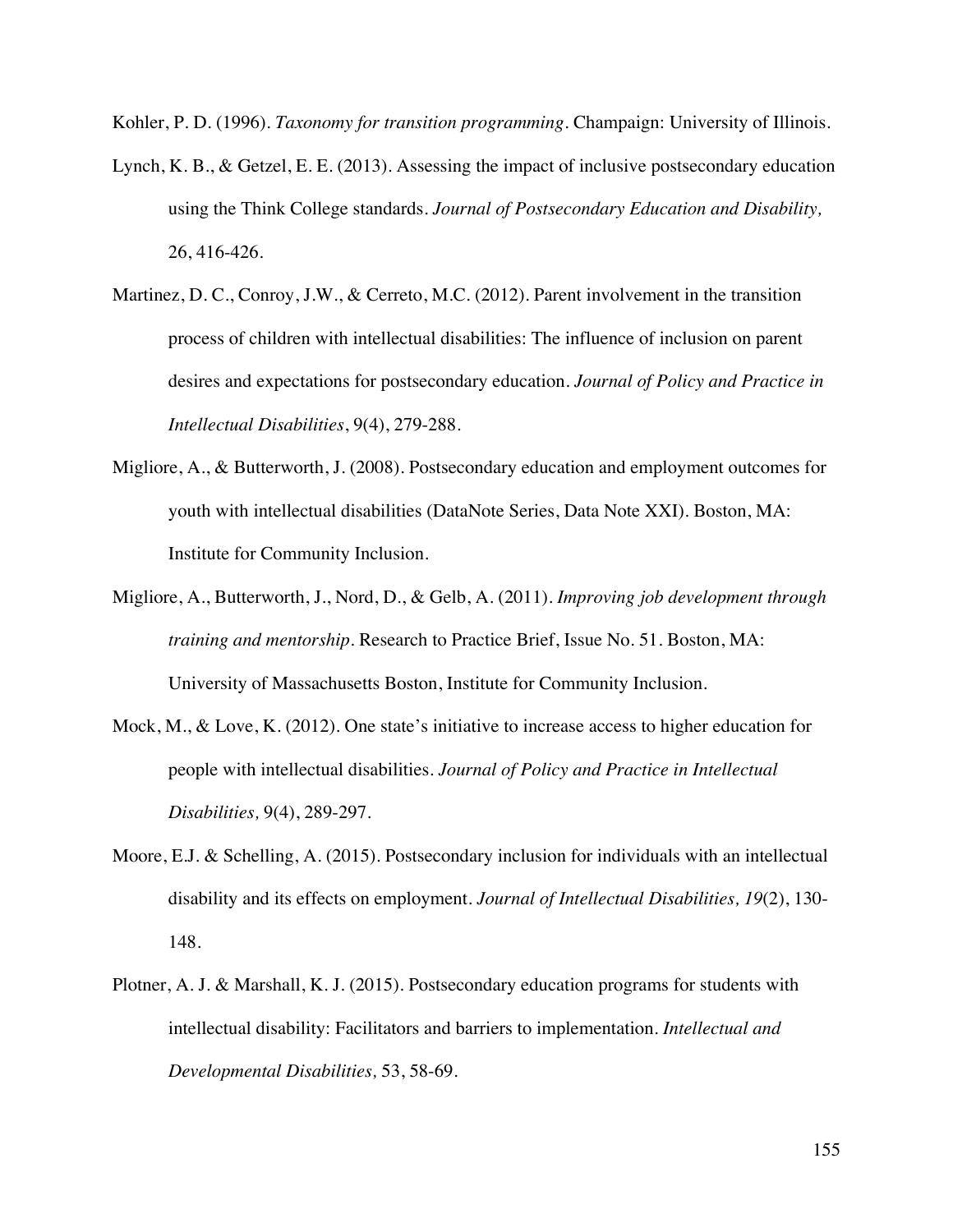Kohler, P. D. (1996). *Taxonomy for transition programming*. Champaign: University of Illinois.

Lynch, K. B., & Getzel, E. E. (2013). Assessing the impact of inclusive postsecondary education using the Think College standards. *Journal of Postsecondary Education and Disability,* 26, 416-426.

Martinez, D. C., Conroy, J.W., & Cerreto, M.C. (2012). Parent involvement in the transition process of children with intellectual disabilities: The influence of inclusion on parent desires and expectations for postsecondary education. *Journal of Policy and Practice in Intellectual Disabilities*, 9(4), 279-288.

Migliore, A., & Butterworth, J. (2008). Postsecondary education and employment outcomes for youth with intellectual disabilities (DataNote Series, Data Note XXI). Boston, MA: Institute for Community Inclusion.

Migliore, A., Butterworth, J., Nord, D., & Gelb, A. (2011). *Improving job development through training and mentorship*. Research to Practice Brief, Issue No. 51. Boston, MA: University of Massachusetts Boston, Institute for Community Inclusion.

Mock, M., & Love, K. (2012). One state's initiative to increase access to higher education for people with intellectual disabilities. *Journal of Policy and Practice in Intellectual Disabilities,* 9(4), 289-297.

Moore, E.J. & Schelling, A. (2015). Postsecondary inclusion for individuals with an intellectual disability and its effects on employment. *Journal of Intellectual Disabilities, 19*(2), 130-148.

Plotner, A. J. & Marshall, K. J. (2015). Postsecondary education programs for students with intellectual disability: Facilitators and barriers to implementation. *Intellectual and Developmental Disabilities,* 53, 58-69.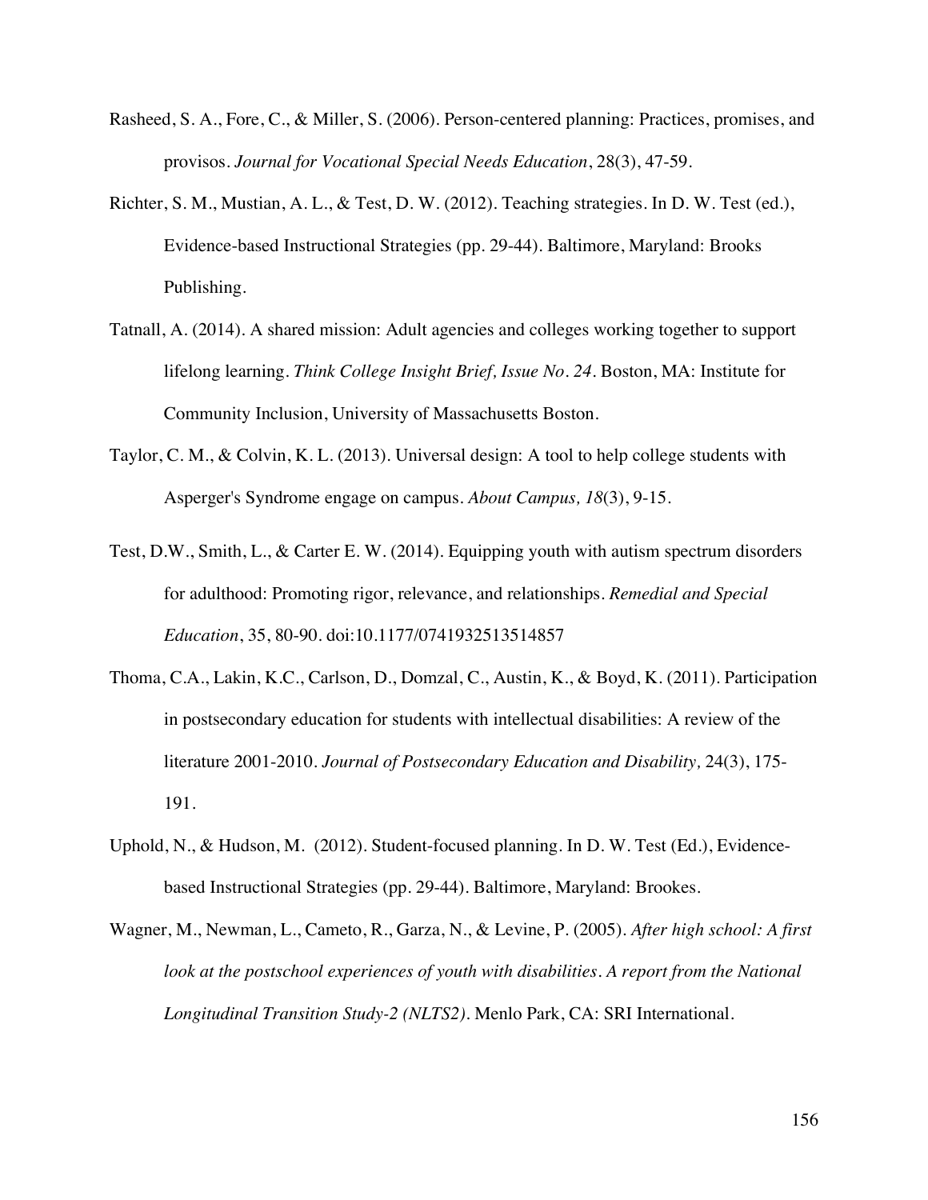Rasheed, S. A., Fore, C., & Miller, S. (2006). Person-centered planning: Practices, promises, and provisos. *Journal for Vocational Special Needs Education*, 28(3), 47-59.

Richter, S. M., Mustian, A. L., & Test, D. W. (2012). Teaching strategies. In D. W. Test (ed.), Evidence-based Instructional Strategies (pp. 29-44). Baltimore, Maryland: Brooks Publishing.

Tatnall, A. (2014). A shared mission: Adult agencies and colleges working together to support lifelong learning. *Think College Insight Brief, Issue No. 24*. Boston, MA: Institute for Community Inclusion, University of Massachusetts Boston.

Taylor, C. M., & Colvin, K. L. (2013). Universal design: A tool to help college students with Asperger's Syndrome engage on campus. *About Campus, 18*(3), 9-15.

Test, D.W., Smith, L., & Carter E. W. (2014). Equipping youth with autism spectrum disorders for adulthood: Promoting rigor, relevance, and relationships. *Remedial and Special Education*, 35, 80-90. doi:10.1177/0741932513514857

Thoma, C.A., Lakin, K.C., Carlson, D., Domzal, C., Austin, K., & Boyd, K. (2011). Participation in postsecondary education for students with intellectual disabilities: A review of the literature 2001-2010. *Journal of Postsecondary Education and Disability,* 24(3), 175-191.

Uphold, N., & Hudson, M. (2012). Student-focused planning. In D. W. Test (Ed.), Evidence-based Instructional Strategies (pp. 29-44). Baltimore, Maryland: Brookes.

Wagner, M., Newman, L., Cameto, R., Garza, N., & Levine, P. (2005). *After high school: A first look at the postschool experiences of youth with disabilities. A report from the National Longitudinal Transition Study-2 (NLTS2)*. Menlo Park, CA: SRI International.